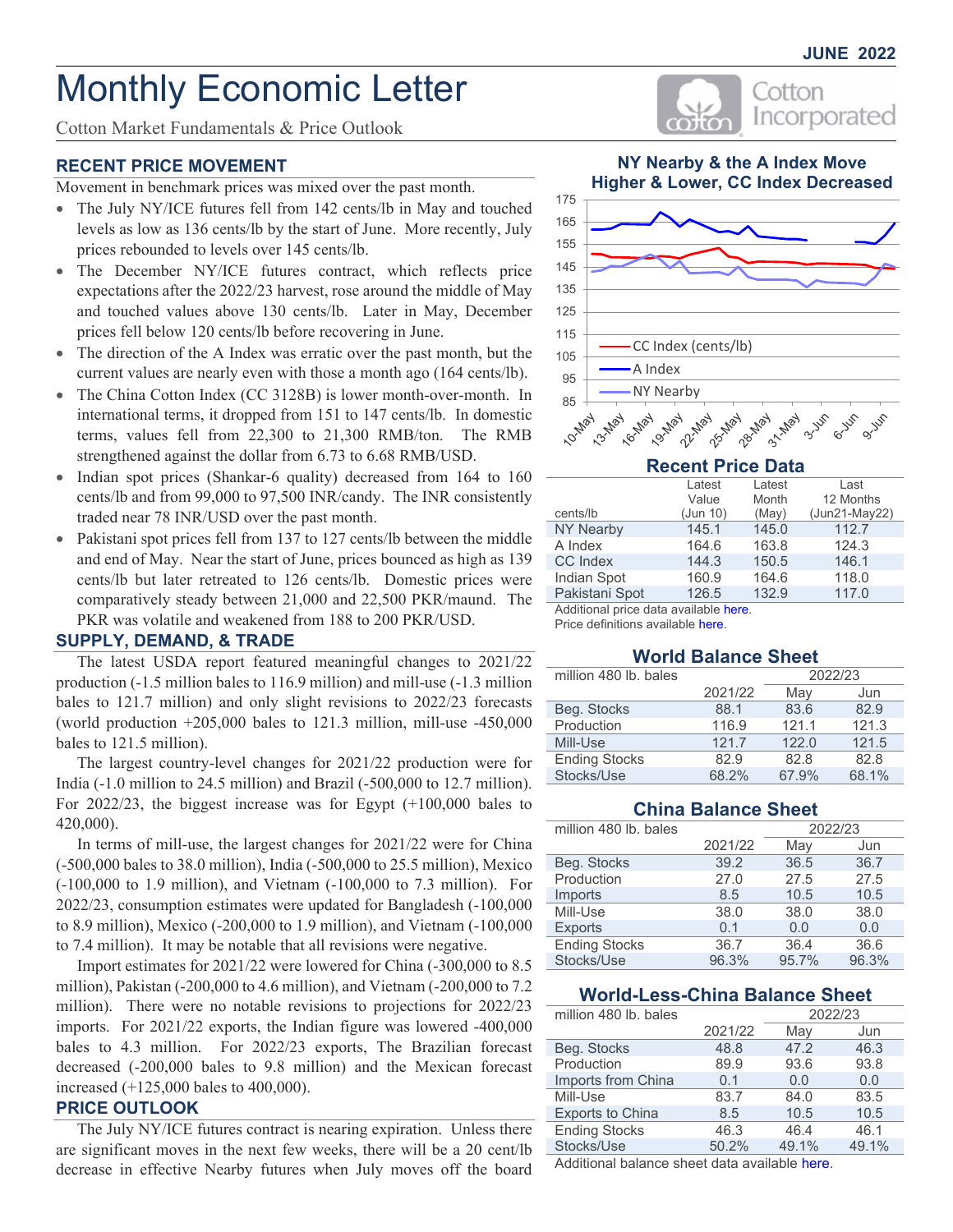JUNE 2022

# Monthly Economic Letter

Cotton Market Fundamentals & Price Outlook

Cotton Incorporated

## RECENT PRICE MOVEMENT

Movement in benchmark prices was mixed over the past month.

- The July NY/ICE futures fell from 142 cents/lb in May and touched levels as low as 136 cents/lb by the start of June. More recently, July prices rebounded to levels over 145 cents/lb.
- The December NY/ICE futures contract, which reflects price expectations after the 2022/23 harvest, rose around the middle of May and touched values above 130 cents/lb. Later in May, December prices fell below 120 cents/lb before recovering in June.
- The direction of the A Index was erratic over the past month, but the current values are nearly even with those a month ago (164 cents/lb).
- The China Cotton Index (CC 3128B) is lower month-over-month. In international terms, it dropped from 151 to 147 cents/lb. In domestic terms, values fell from 22,300 to 21,300 RMB/ton. The RMB strengthened against the dollar from 6.73 to 6.68 RMB/USD.
- Indian spot prices (Shankar-6 quality) decreased from 164 to 160 cents/lb and from 99,000 to 97,500 INR/candy. The INR consistently traded near 78 INR/USD over the past month.
- Pakistani spot prices fell from 137 to 127 cents/lb between the middle and end of May. Near the start of June, prices bounced as high as 139 cents/lb but later retreated to 126 cents/lb. Domestic prices were comparatively steady between 21,000 and 22,500 PKR/maund. The PKR was volatile and weakened from 188 to 200 PKR/USD.

## SUPPLY, DEMAND, & TRADE

The latest USDA report featured meaningful changes to 2021/22 production (-1.5 million bales to 116.9 million) and mill-use (-1.3 million bales to 121.7 million) and only slight revisions to 2022/23 forecasts (world production +205,000 bales to 121.3 million, mill-use -450,000 bales to 121.5 million).

The largest country-level changes for 2021/22 production were for India (-1.0 million to 24.5 million) and Brazil (-500,000 to 12.7 million). For 2022/23, the biggest increase was for Egypt (+100,000 bales to 420,000).

In terms of mill-use, the largest changes for 2021/22 were for China (-500,000 bales to 38.0 million), India (-500,000 to 25.5 million), Mexico (-100,000 to 1.9 million), and Vietnam (-100,000 to 7.3 million). For 2022/23, consumption estimates were updated for Bangladesh (-100,000 to 8.9 million), Mexico (-200,000 to 1.9 million), and Vietnam (-100,000 to 7.4 million). It may be notable that all revisions were negative.

Import estimates for 2021/22 were lowered for China (-300,000 to 8.5 million), Pakistan (-200,000 to 4.6 million), and Vietnam (-200,000 to 7.2 million). There were no notable revisions to projections for 2022/23 imports. For 2021/22 exports, the Indian figure was lowered -400,000 bales to 4.3 million. For 2022/23 exports, The Brazilian forecast decreased (-200,000 bales to 9.8 million) and the Mexican forecast increased (+125,000 bales to 400,000).

## PRICE OUTLOOK

The July NY/ICE futures contract is nearing expiration. Unless there are significant moves in the next few weeks, there will be a 20 cent/lb decrease in effective Nearby futures when July moves off the board

### NY Nearby & the A Index Move Higher & Lower, CC Index Decreased

175
165
155
145
135
125
115
105
95
85

CC Index (cents/lb)
A Index
NY Nearby

10-May 13-May 16-May 19-May 22-May 25-May 28-May 31-May 3-Jun 6-Jun 9-Jun

### Recent Price Data

| cents/lb | Latest Value (Jun 10) | Latest Month (May) | Last 12 Months (Jun21-May22) |
|---|---|---|---|
| NY Nearby | 145.1 | 145.0 | 112.7 |
| A Index | 164.6 | 163.8 | 124.3 |
| CC Index | 144.3 | 150.5 | 146.1 |
| Indian Spot | 160.9 | 164.6 | 118.0 |
| Pakistani Spot | 126.5 | 132.9 | 117.0 |

Additional price data available here.
Price definitions available here.

### World Balance Sheet

| million 480 lb. bales | | 2022/23 | |
|---|---|---|---|
| | 2021/22 | May | Jun |
| Beg. Stocks | 88.1 | 83.6 | 82.9 |
| Production | 116.9 | 121.1 | 121.3 |
| Mill-Use | 121.7 | 122.0 | 121.5 |
| Ending Stocks | 82.9 | 82.8 | 82.8 |
| Stocks/Use | 68.2% | 67.9% | 68.1% |

### China Balance Sheet

| million 480 lb. bales | | 2022/23 | |
|---|---|---|---|
| | 2021/22 | May | Jun |
| Beg. Stocks | 39.2 | 36.5 | 36.7 |
| Production | 27.0 | 27.5 | 27.5 |
| Imports | 8.5 | 10.5 | 10.5 |
| Mill-Use | 38.0 | 38.0 | 38.0 |
| Exports | 0.1 | 0.0 | 0.0 |
| Ending Stocks | 36.7 | 36.4 | 36.6 |
| Stocks/Use | 96.3% | 95.7% | 96.3% |

### World-Less-China Balance Sheet

| million 480 lb. bales | | 2022/23 | |
|---|---|---|---|
| | 2021/22 | May | Jun |
| Beg. Stocks | 48.8 | 47.2 | 46.3 |
| Production | 89.9 | 93.6 | 93.8 |
| Imports from China | 0.1 | 0.0 | 0.0 |
| Mill-Use | 83.7 | 84.0 | 83.5 |
| Exports to China | 8.5 | 10.5 | 10.5 |
| Ending Stocks | 46.3 | 46.4 | 46.1 |
| Stocks/Use | 50.2% | 49.1% | 49.1% |

Additional balance sheet data available here.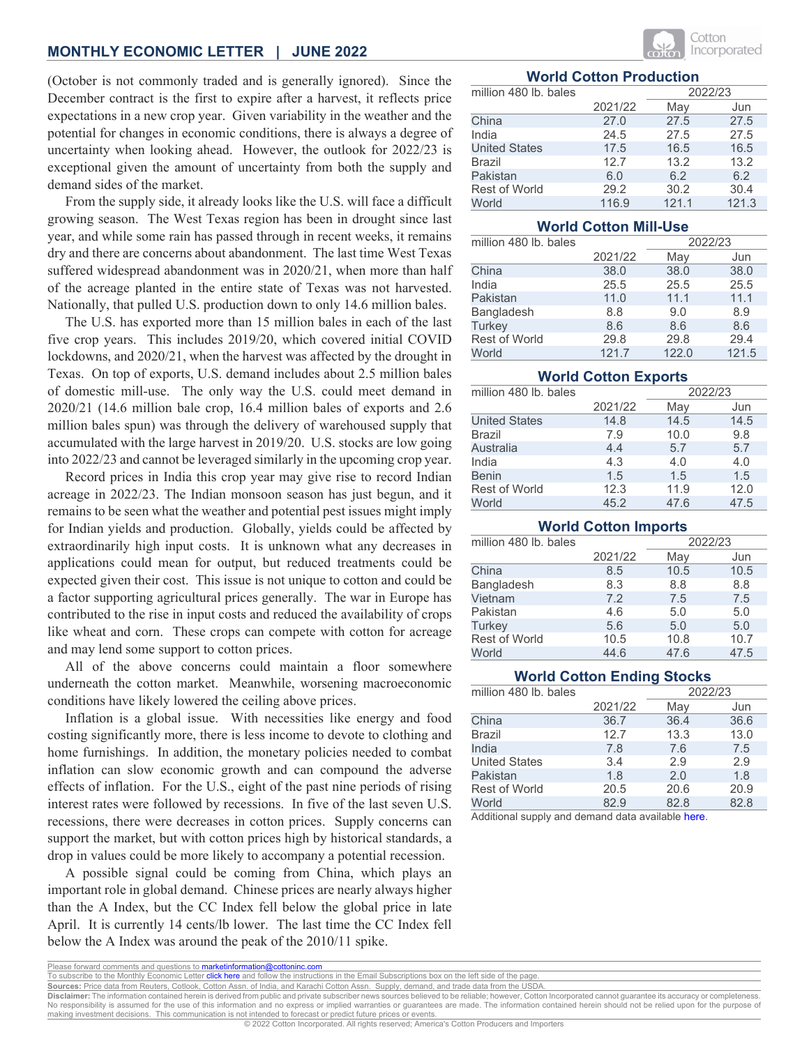(October is not commonly traded and is generally ignored). Since the December contract is the first to expire after a harvest, it reflects price expectations in a new crop year. Given variability in the weather and the potential for changes in economic conditions, there is always a degree of uncertainty when looking ahead. However, the outlook for 2022/23 is exceptional given the amount of uncertainty from both the supply and demand sides of the market.

From the supply side, it already looks like the U.S. will face a difficult growing season. The West Texas region has been in drought since last year, and while some rain has passed through in recent weeks, it remains dry and there are concerns about abandonment. The last time West Texas suffered widespread abandonment was in 2020/21, when more than half of the acreage planted in the entire state of Texas was not harvested. Nationally, that pulled U.S. production down to only 14.6 million bales.

The U.S. has exported more than 15 million bales in each of the last five crop years. This includes 2019/20, which covered initial COVID lockdowns, and 2020/21, when the harvest was affected by the drought in Texas. On top of exports, U.S. demand includes about 2.5 million bales of domestic mill-use. The only way the U.S. could meet demand in 2020/21 (14.6 million bale crop, 16.4 million bales of exports and 2.6 million bales spun) was through the delivery of warehoused supply that accumulated with the large harvest in 2019/20. U.S. stocks are low going into 2022/23 and cannot be leveraged similarly in the upcoming crop year.

Record prices in India this crop year may give rise to record Indian acreage in 2022/23. The Indian monsoon season has just begun, and it remains to be seen what the weather and potential pest issues might imply for Indian yields and production. Globally, yields could be affected by extraordinarily high input costs. It is unknown what any decreases in applications could mean for output, but reduced treatments could be expected given their cost. This issue is not unique to cotton and could be a factor supporting agricultural prices generally. The war in Europe has contributed to the rise in input costs and reduced the availability of crops like wheat and corn. These crops can compete with cotton for acreage and may lend some support to cotton prices.

All of the above concerns could maintain a floor somewhere underneath the cotton market. Meanwhile, worsening macroeconomic conditions have likely lowered the ceiling above prices.

Inflation is a global issue. With necessities like energy and food costing significantly more, there is less income to devote to clothing and home furnishings. In addition, the monetary policies needed to combat inflation can slow economic growth and can compound the adverse effects of inflation. For the U.S., eight of the past nine periods of rising interest rates were followed by recessions. In five of the last seven U.S. recessions, there were decreases in cotton prices. Supply concerns can support the market, but with cotton prices high by historical standards, a drop in values could be more likely to accompany a potential recession.

A possible signal could be coming from China, which plays an important role in global demand. Chinese prices are nearly always higher than the A Index, but the CC Index fell below the global price in late April. It is currently 14 cents/lb lower. The last time the CC Index fell below the A Index was around the peak of the 2010/11 spike.

### World Cotton Production

| million 480 lb. bales | 2021/22 | 2022/23 May | 2022/23 Jun |
|---|---|---|---|
| China | 27.0 | 27.5 | 27.5 |
| India | 24.5 | 27.5 | 27.5 |
| United States | 17.5 | 16.5 | 16.5 |
| Brazil | 12.7 | 13.2 | 13.2 |
| Pakistan | 6.0 | 6.2 | 6.2 |
| Rest of World | 29.2 | 30.2 | 30.4 |
| World | 116.9 | 121.1 | 121.3 |

### World Cotton Mill-Use

| million 480 lb. bales | 2021/22 | 2022/23 May | 2022/23 Jun |
|---|---|---|---|
| China | 38.0 | 38.0 | 38.0 |
| India | 25.5 | 25.5 | 25.5 |
| Pakistan | 11.0 | 11.1 | 11.1 |
| Bangladesh | 8.8 | 9.0 | 8.9 |
| Turkey | 8.6 | 8.6 | 8.6 |
| Rest of World | 29.8 | 29.8 | 29.4 |
| World | 121.7 | 122.0 | 121.5 |

### World Cotton Exports

| million 480 lb. bales | 2021/22 | 2022/23 May | 2022/23 Jun |
|---|---|---|---|
| United States | 14.8 | 14.5 | 14.5 |
| Brazil | 7.9 | 10.0 | 9.8 |
| Australia | 4.4 | 5.7 | 5.7 |
| India | 4.3 | 4.0 | 4.0 |
| Benin | 1.5 | 1.5 | 1.5 |
| Rest of World | 12.3 | 11.9 | 12.0 |
| World | 45.2 | 47.6 | 47.5 |

### World Cotton Imports

| million 480 lb. bales | 2021/22 | 2022/23 May | 2022/23 Jun |
|---|---|---|---|
| China | 8.5 | 10.5 | 10.5 |
| Bangladesh | 8.3 | 8.8 | 8.8 |
| Vietnam | 7.2 | 7.5 | 7.5 |
| Pakistan | 4.6 | 5.0 | 5.0 |
| Turkey | 5.6 | 5.0 | 5.0 |
| Rest of World | 10.5 | 10.8 | 10.7 |
| World | 44.6 | 47.6 | 47.5 |

### World Cotton Ending Stocks

| million 480 lb. bales | 2021/22 | 2022/23 May | 2022/23 Jun |
|---|---|---|---|
| China | 36.7 | 36.4 | 36.6 |
| Brazil | 12.7 | 13.3 | 13.0 |
| India | 7.8 | 7.6 | 7.5 |
| United States | 3.4 | 2.9 | 2.9 |
| Pakistan | 1.8 | 2.0 | 1.8 |
| Rest of World | 20.5 | 20.6 | 20.9 |
| World | 82.9 | 82.8 | 82.8 |

Additional supply and demand data available here.

Please forward comments and questions to marketinformation@cottoninc.com

To subscribe to the Monthly Economic Letter click here and follow the instructions in the Email Subscriptions box on the left side of the page.

**Sources:** Price data from Reuters, Cotlook, Cotton Assn. of India, and Karachi Cotton Assn. Supply, demand, and trade data from the USDA.

**Disclaimer:** The information contained herein is derived from public and private subscriber news sources believed to be reliable; however, Cotton Incorporated cannot guarantee its accuracy or completeness. No responsibility is assumed for the use of this information and no express or implied warranties or guarantees are made. The information contained herein should not be relied upon for the purpose of making investment decisions. This communication is not intended to forecast or predict future prices or events.

© 2022 Cotton Incorporated. All rights reserved; America's Cotton Producers and Importers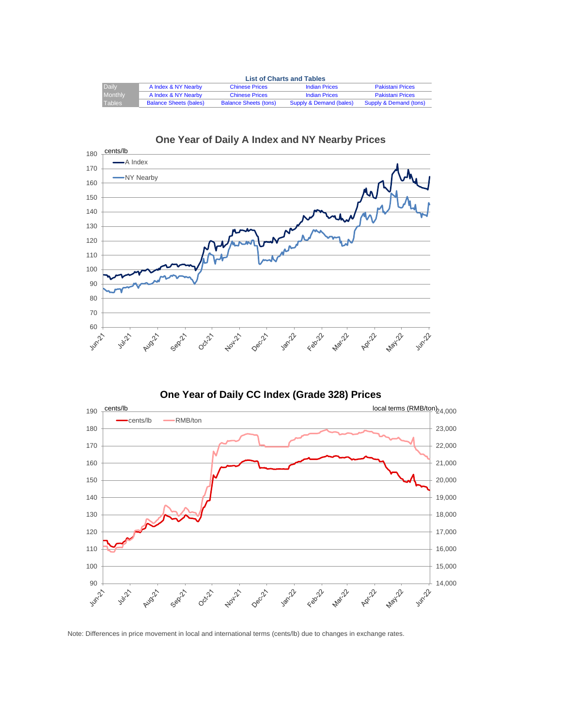**List of Charts and Tables**

| | | | | |
|---|---|---|---|---|
| Daily | A Index & NY Nearby | Chinese Prices | Indian Prices | Pakistani Prices |
| Monthly | A Index & NY Nearby | Chinese Prices | Indian Prices | Pakistani Prices |
| Tables | Balance Sheets (bales) | Balance Sheets (tons) | Supply & Demand (bales) | Supply & Demand (tons) |

## One Year of Daily A Index and NY Nearby Prices

cents/lb

A Index
NY Nearby

180
170
160
150
140
130
120
110
100
90
80
70
60

Jun-21, Jul-21, Aug-21, Sep-21, Oct-21, Nov-21, Dec-21, Jan-22, Feb-22, Mar-22, Apr-22, May-22, Jun-22

## One Year of Daily CC Index (Grade 328) Prices

cents/lb

local terms (RMB/ton)

cents/lb
RMB/ton

190
180
170
160
150
140
130
120
110
100
90

24,000
23,000
22,000
21,000
20,000
19,000
18,000
17,000
16,000
15,000
14,000

Jun-21, Jul-21, Aug-21, Sep-21, Oct-21, Nov-21, Dec-21, Jan-22, Feb-22, Mar-22, Apr-22, May-22, Jun-22

Note: Differences in price movement in local and international terms (cents/lb) due to changes in exchange rates.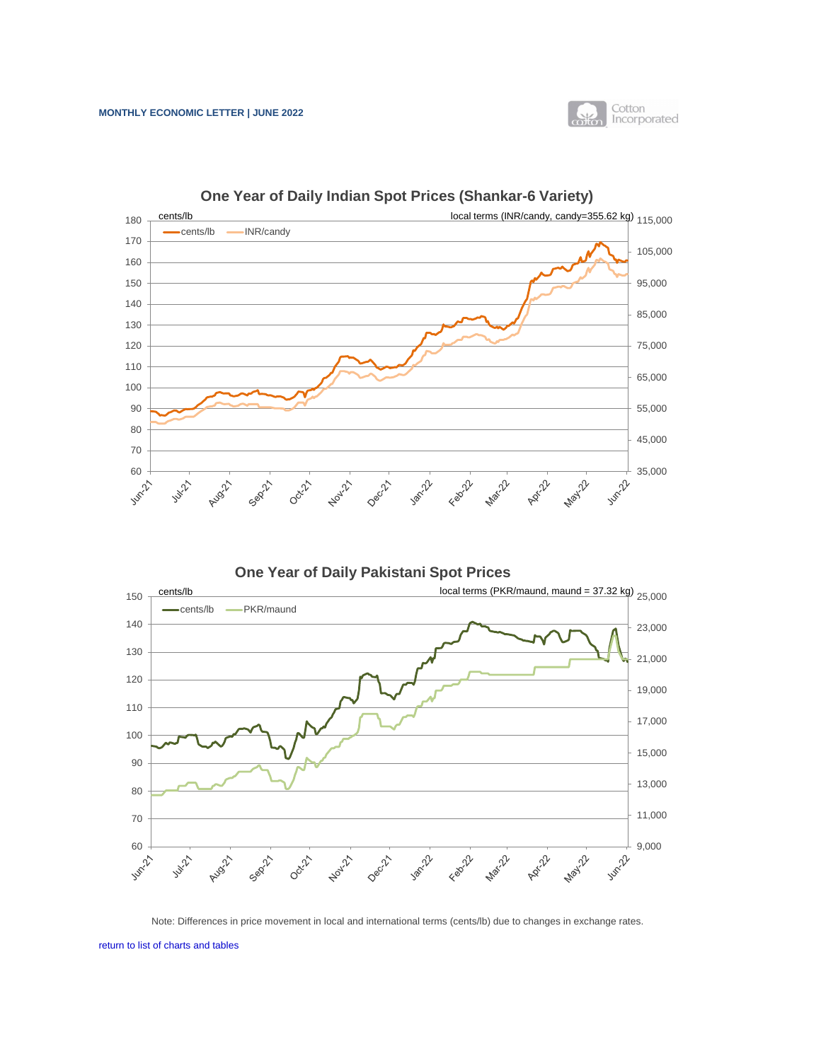## One Year of Daily Indian Spot Prices (Shankar-6 Variety)

cents/lb

local terms (INR/candy, candy=355.62 kg)

cents/lb

INR/candy

180
170
160
150
140
130
120
110
100
90
80
70
60

115,000
105,000
95,000
85,000
75,000
65,000
55,000
45,000
35,000

Jun-21 Jul-21 Aug-21 Sep-21 Oct-21 Nov-21 Dec-21 Jan-22 Feb-22 Mar-22 Apr-22 May-22 Jun-22

## One Year of Daily Pakistani Spot Prices

cents/lb

local terms (PKR/maund, maund = 37.32 kg)

cents/lb

PKR/maund

150
140
130
120
110
100
90
80
70
60

25,000
23,000
21,000
19,000
17,000
15,000
13,000
11,000
9,000

Jun-21 Jul-21 Aug-21 Sep-21 Oct-21 Nov-21 Dec-21 Jan-22 Feb-22 Mar-22 Apr-22 May-22 Jun-22

Note: Differences in price movement in local and international terms (cents/lb) due to changes in exchange rates.

return to list of charts and tables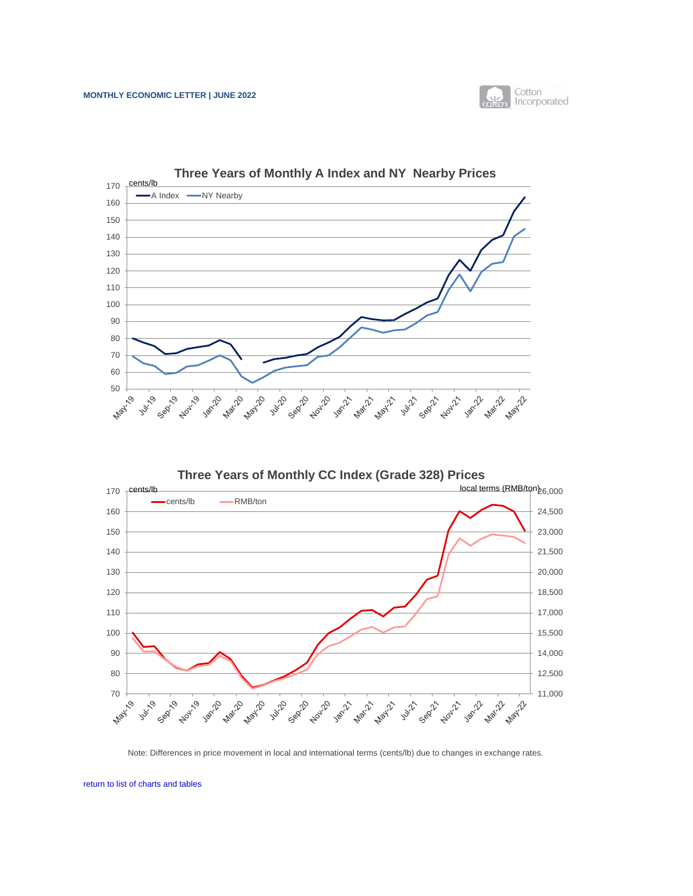Three Years of Monthly A Index and NY Nearby Prices

cents/lb

A Index

NY Nearby

170
160
150
140
130
120
110
100
90
80
70
60
50

May-19 Jul-19 Sep-19 Nov-19 Jan-20 Mar-20 May-20 Jul-20 Sep-20 Nov-20 Jan-21 Mar-21 May-21 Jul-21 Sep-21 Nov-21 Jan-22 Mar-22 May-22

Three Years of Monthly CC Index (Grade 328) Prices

cents/lb

local terms (RMB/ton)

cents/lb

RMB/ton

170
160
150
140
130
120
110
100
90
80
70

26,000
24,500
23,000
21,500
20,000
18,500
17,000
15,500
14,000
12,500
11,000

May-19 Jul-19 Sep-19 Nov-19 Jan-20 Mar-20 May-20 Jul-20 Sep-20 Nov-20 Jan-21 Mar-21 May-21 Jul-21 Sep-21 Nov-21 Jan-22 Mar-22 May-22

Note: Differences in price movement in local and international terms (cents/lb) due to changes in exchange rates.

return to list of charts and tables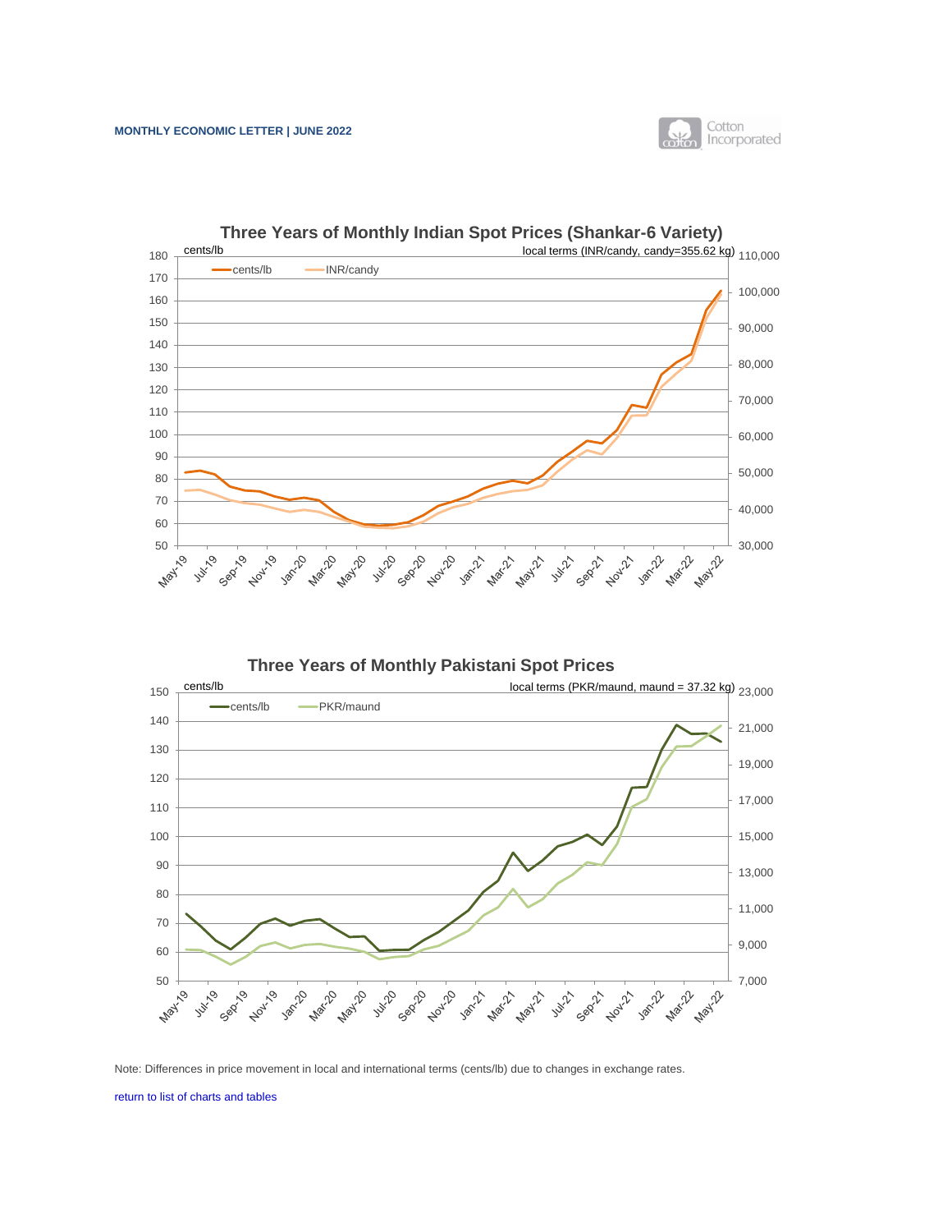## Three Years of Monthly Indian Spot Prices (Shankar-6 Variety)

cents/lb

local terms (INR/candy, candy=355.62 kg)

cents/lb
INR/candy

180
170
160
150
140
130
120
110
100
90
80
70
60
50

110,000
100,000
90,000
80,000
70,000
60,000
50,000
40,000
30,000

May-19, Jul-19, Sep-19, Nov-19, Jan-20, Mar-20, May-20, Jul-20, Sep-20, Nov-20, Jan-21, Mar-21, May-21, Jul-21, Sep-21, Nov-21, Jan-22, Mar-22, May-22

## Three Years of Monthly Pakistani Spot Prices

cents/lb

local terms (PKR/maund, maund = 37.32 kg)

cents/lb
PKR/maund

150
140
130
120
110
100
90
80
70
60
50

23,000
21,000
19,000
17,000
15,000
13,000
11,000
9,000
7,000

May-19, Jul-19, Sep-19, Nov-19, Jan-20, Mar-20, May-20, Jul-20, Sep-20, Nov-20, Jan-21, Mar-21, May-21, Jul-21, Sep-21, Nov-21, Jan-22, Mar-22, May-22

Note: Differences in price movement in local and international terms (cents/lb) due to changes in exchange rates.

return to list of charts and tables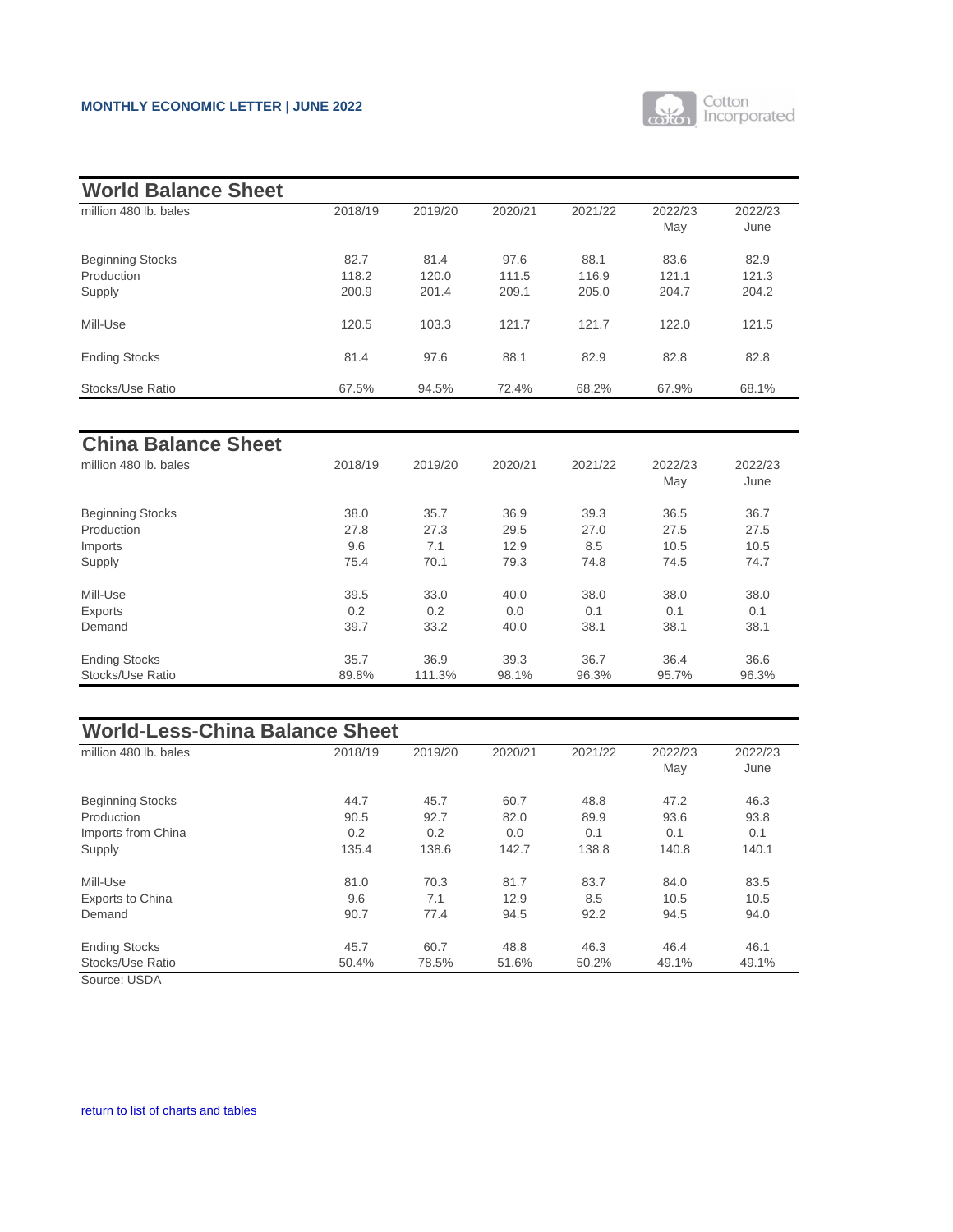## World Balance Sheet

| million 480 lb. bales | 2018/19 | 2019/20 | 2020/21 | 2021/22 | 2022/23 May | 2022/23 June |
|---|---|---|---|---|---|---|
| Beginning Stocks | 82.7 | 81.4 | 97.6 | 88.1 | 83.6 | 82.9 |
| Production | 118.2 | 120.0 | 111.5 | 116.9 | 121.1 | 121.3 |
| Supply | 200.9 | 201.4 | 209.1 | 205.0 | 204.7 | 204.2 |
| Mill-Use | 120.5 | 103.3 | 121.7 | 121.7 | 122.0 | 121.5 |
| Ending Stocks | 81.4 | 97.6 | 88.1 | 82.9 | 82.8 | 82.8 |
| Stocks/Use Ratio | 67.5% | 94.5% | 72.4% | 68.2% | 67.9% | 68.1% |

## China Balance Sheet

| million 480 lb. bales | 2018/19 | 2019/20 | 2020/21 | 2021/22 | 2022/23 May | 2022/23 June |
|---|---|---|---|---|---|---|
| Beginning Stocks | 38.0 | 35.7 | 36.9 | 39.3 | 36.5 | 36.7 |
| Production | 27.8 | 27.3 | 29.5 | 27.0 | 27.5 | 27.5 |
| Imports | 9.6 | 7.1 | 12.9 | 8.5 | 10.5 | 10.5 |
| Supply | 75.4 | 70.1 | 79.3 | 74.8 | 74.5 | 74.7 |
| Mill-Use | 39.5 | 33.0 | 40.0 | 38.0 | 38.0 | 38.0 |
| Exports | 0.2 | 0.2 | 0.0 | 0.1 | 0.1 | 0.1 |
| Demand | 39.7 | 33.2 | 40.0 | 38.1 | 38.1 | 38.1 |
| Ending Stocks | 35.7 | 36.9 | 39.3 | 36.7 | 36.4 | 36.6 |
| Stocks/Use Ratio | 89.8% | 111.3% | 98.1% | 96.3% | 95.7% | 96.3% |

## World-Less-China Balance Sheet

| million 480 lb. bales | 2018/19 | 2019/20 | 2020/21 | 2021/22 | 2022/23 May | 2022/23 June |
|---|---|---|---|---|---|---|
| Beginning Stocks | 44.7 | 45.7 | 60.7 | 48.8 | 47.2 | 46.3 |
| Production | 90.5 | 92.7 | 82.0 | 89.9 | 93.6 | 93.8 |
| Imports from China | 0.2 | 0.2 | 0.0 | 0.1 | 0.1 | 0.1 |
| Supply | 135.4 | 138.6 | 142.7 | 138.8 | 140.8 | 140.1 |
| Mill-Use | 81.0 | 70.3 | 81.7 | 83.7 | 84.0 | 83.5 |
| Exports to China | 9.6 | 7.1 | 12.9 | 8.5 | 10.5 | 10.5 |
| Demand | 90.7 | 77.4 | 94.5 | 92.2 | 94.5 | 94.0 |
| Ending Stocks | 45.7 | 60.7 | 48.8 | 46.3 | 46.4 | 46.1 |
| Stocks/Use Ratio | 50.4% | 78.5% | 51.6% | 50.2% | 49.1% | 49.1% |

Source: USDA

return to list of charts and tables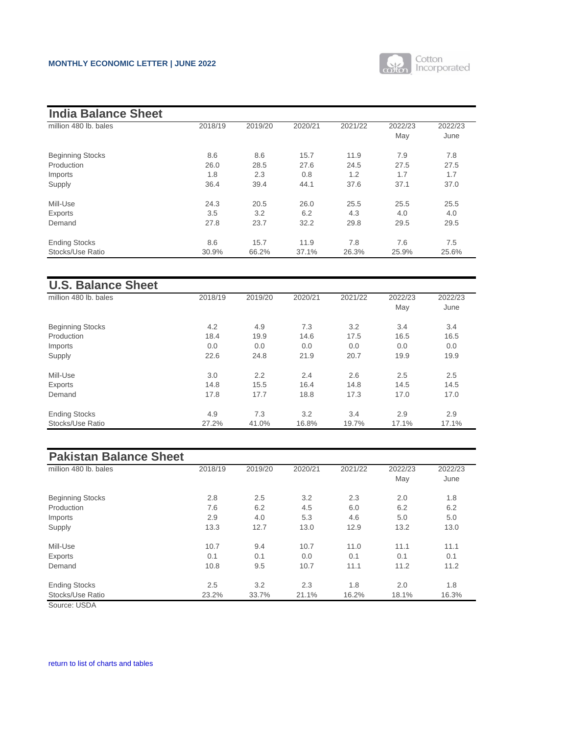## India Balance Sheet

| million 480 lb. bales | 2018/19 | 2019/20 | 2020/21 | 2021/22 | 2022/23 May | 2022/23 June |
|---|---|---|---|---|---|---|
| Beginning Stocks | 8.6 | 8.6 | 15.7 | 11.9 | 7.9 | 7.8 |
| Production | 26.0 | 28.5 | 27.6 | 24.5 | 27.5 | 27.5 |
| Imports | 1.8 | 2.3 | 0.8 | 1.2 | 1.7 | 1.7 |
| Supply | 36.4 | 39.4 | 44.1 | 37.6 | 37.1 | 37.0 |
| Mill-Use | 24.3 | 20.5 | 26.0 | 25.5 | 25.5 | 25.5 |
| Exports | 3.5 | 3.2 | 6.2 | 4.3 | 4.0 | 4.0 |
| Demand | 27.8 | 23.7 | 32.2 | 29.8 | 29.5 | 29.5 |
| Ending Stocks | 8.6 | 15.7 | 11.9 | 7.8 | 7.6 | 7.5 |
| Stocks/Use Ratio | 30.9% | 66.2% | 37.1% | 26.3% | 25.9% | 25.6% |

## U.S. Balance Sheet

| million 480 lb. bales | 2018/19 | 2019/20 | 2020/21 | 2021/22 | 2022/23 May | 2022/23 June |
|---|---|---|---|---|---|---|
| Beginning Stocks | 4.2 | 4.9 | 7.3 | 3.2 | 3.4 | 3.4 |
| Production | 18.4 | 19.9 | 14.6 | 17.5 | 16.5 | 16.5 |
| Imports | 0.0 | 0.0 | 0.0 | 0.0 | 0.0 | 0.0 |
| Supply | 22.6 | 24.8 | 21.9 | 20.7 | 19.9 | 19.9 |
| Mill-Use | 3.0 | 2.2 | 2.4 | 2.6 | 2.5 | 2.5 |
| Exports | 14.8 | 15.5 | 16.4 | 14.8 | 14.5 | 14.5 |
| Demand | 17.8 | 17.7 | 18.8 | 17.3 | 17.0 | 17.0 |
| Ending Stocks | 4.9 | 7.3 | 3.2 | 3.4 | 2.9 | 2.9 |
| Stocks/Use Ratio | 27.2% | 41.0% | 16.8% | 19.7% | 17.1% | 17.1% |

## Pakistan Balance Sheet

| million 480 lb. bales | 2018/19 | 2019/20 | 2020/21 | 2021/22 | 2022/23 May | 2022/23 June |
|---|---|---|---|---|---|---|
| Beginning Stocks | 2.8 | 2.5 | 3.2 | 2.3 | 2.0 | 1.8 |
| Production | 7.6 | 6.2 | 4.5 | 6.0 | 6.2 | 6.2 |
| Imports | 2.9 | 4.0 | 5.3 | 4.6 | 5.0 | 5.0 |
| Supply | 13.3 | 12.7 | 13.0 | 12.9 | 13.2 | 13.0 |
| Mill-Use | 10.7 | 9.4 | 10.7 | 11.0 | 11.1 | 11.1 |
| Exports | 0.1 | 0.1 | 0.0 | 0.1 | 0.1 | 0.1 |
| Demand | 10.8 | 9.5 | 10.7 | 11.1 | 11.2 | 11.2 |
| Ending Stocks | 2.5 | 3.2 | 2.3 | 1.8 | 2.0 | 1.8 |
| Stocks/Use Ratio | 23.2% | 33.7% | 21.1% | 16.2% | 18.1% | 16.3% |

Source: USDA

return to list of charts and tables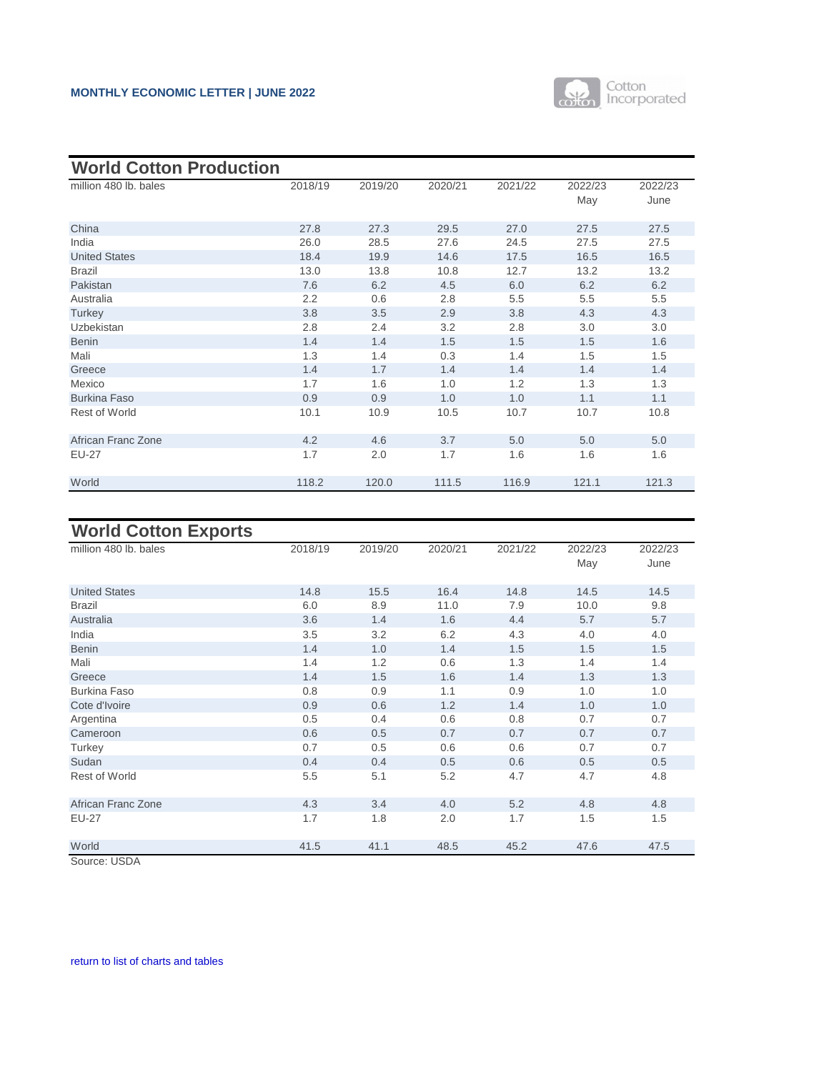## World Cotton Production

| million 480 lb. bales | 2018/19 | 2019/20 | 2020/21 | 2021/22 | 2022/23 May | 2022/23 June |
|---|---|---|---|---|---|---|
| China | 27.8 | 27.3 | 29.5 | 27.0 | 27.5 | 27.5 |
| India | 26.0 | 28.5 | 27.6 | 24.5 | 27.5 | 27.5 |
| United States | 18.4 | 19.9 | 14.6 | 17.5 | 16.5 | 16.5 |
| Brazil | 13.0 | 13.8 | 10.8 | 12.7 | 13.2 | 13.2 |
| Pakistan | 7.6 | 6.2 | 4.5 | 6.0 | 6.2 | 6.2 |
| Australia | 2.2 | 0.6 | 2.8 | 5.5 | 5.5 | 5.5 |
| Turkey | 3.8 | 3.5 | 2.9 | 3.8 | 4.3 | 4.3 |
| Uzbekistan | 2.8 | 2.4 | 3.2 | 2.8 | 3.0 | 3.0 |
| Benin | 1.4 | 1.4 | 1.5 | 1.5 | 1.5 | 1.6 |
| Mali | 1.3 | 1.4 | 0.3 | 1.4 | 1.5 | 1.5 |
| Greece | 1.4 | 1.7 | 1.4 | 1.4 | 1.4 | 1.4 |
| Mexico | 1.7 | 1.6 | 1.0 | 1.2 | 1.3 | 1.3 |
| Burkina Faso | 0.9 | 0.9 | 1.0 | 1.0 | 1.1 | 1.1 |
| Rest of World | 10.1 | 10.9 | 10.5 | 10.7 | 10.7 | 10.8 |
| African Franc Zone | 4.2 | 4.6 | 3.7 | 5.0 | 5.0 | 5.0 |
| EU-27 | 1.7 | 2.0 | 1.7 | 1.6 | 1.6 | 1.6 |
| World | 118.2 | 120.0 | 111.5 | 116.9 | 121.1 | 121.3 |

## World Cotton Exports

| million 480 lb. bales | 2018/19 | 2019/20 | 2020/21 | 2021/22 | 2022/23 May | 2022/23 June |
|---|---|---|---|---|---|---|
| United States | 14.8 | 15.5 | 16.4 | 14.8 | 14.5 | 14.5 |
| Brazil | 6.0 | 8.9 | 11.0 | 7.9 | 10.0 | 9.8 |
| Australia | 3.6 | 1.4 | 1.6 | 4.4 | 5.7 | 5.7 |
| India | 3.5 | 3.2 | 6.2 | 4.3 | 4.0 | 4.0 |
| Benin | 1.4 | 1.0 | 1.4 | 1.5 | 1.5 | 1.5 |
| Mali | 1.4 | 1.2 | 0.6 | 1.3 | 1.4 | 1.4 |
| Greece | 1.4 | 1.5 | 1.6 | 1.4 | 1.3 | 1.3 |
| Burkina Faso | 0.8 | 0.9 | 1.1 | 0.9 | 1.0 | 1.0 |
| Cote d'Ivoire | 0.9 | 0.6 | 1.2 | 1.4 | 1.0 | 1.0 |
| Argentina | 0.5 | 0.4 | 0.6 | 0.8 | 0.7 | 0.7 |
| Cameroon | 0.6 | 0.5 | 0.7 | 0.7 | 0.7 | 0.7 |
| Turkey | 0.7 | 0.5 | 0.6 | 0.6 | 0.7 | 0.7 |
| Sudan | 0.4 | 0.4 | 0.5 | 0.6 | 0.5 | 0.5 |
| Rest of World | 5.5 | 5.1 | 5.2 | 4.7 | 4.7 | 4.8 |
| African Franc Zone | 4.3 | 3.4 | 4.0 | 5.2 | 4.8 | 4.8 |
| EU-27 | 1.7 | 1.8 | 2.0 | 1.7 | 1.5 | 1.5 |
| World | 41.5 | 41.1 | 48.5 | 45.2 | 47.6 | 47.5 |

Source: USDA

return to list of charts and tables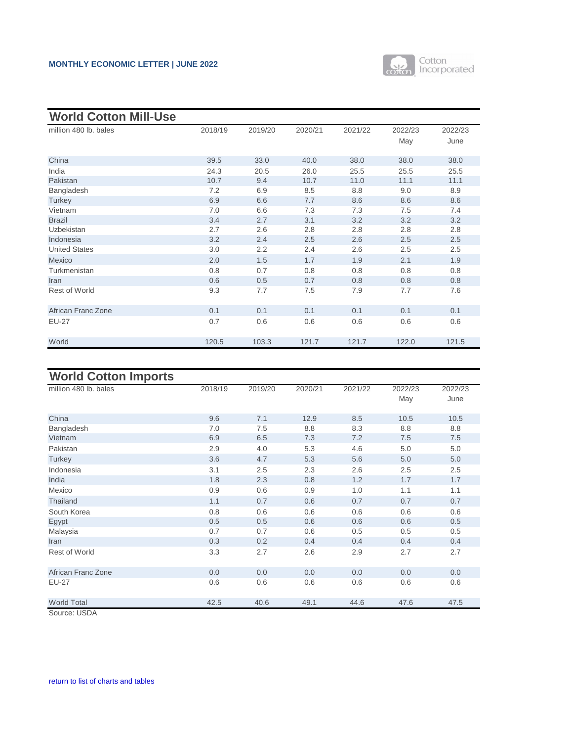## World Cotton Mill-Use

| million 480 lb. bales | 2018/19 | 2019/20 | 2020/21 | 2021/22 | 2022/23 May | 2022/23 June |
|---|---|---|---|---|---|---|
| China | 39.5 | 33.0 | 40.0 | 38.0 | 38.0 | 38.0 |
| India | 24.3 | 20.5 | 26.0 | 25.5 | 25.5 | 25.5 |
| Pakistan | 10.7 | 9.4 | 10.7 | 11.0 | 11.1 | 11.1 |
| Bangladesh | 7.2 | 6.9 | 8.5 | 8.8 | 9.0 | 8.9 |
| Turkey | 6.9 | 6.6 | 7.7 | 8.6 | 8.6 | 8.6 |
| Vietnam | 7.0 | 6.6 | 7.3 | 7.3 | 7.5 | 7.4 |
| Brazil | 3.4 | 2.7 | 3.1 | 3.2 | 3.2 | 3.2 |
| Uzbekistan | 2.7 | 2.6 | 2.8 | 2.8 | 2.8 | 2.8 |
| Indonesia | 3.2 | 2.4 | 2.5 | 2.6 | 2.5 | 2.5 |
| United States | 3.0 | 2.2 | 2.4 | 2.6 | 2.5 | 2.5 |
| Mexico | 2.0 | 1.5 | 1.7 | 1.9 | 2.1 | 1.9 |
| Turkmenistan | 0.8 | 0.7 | 0.8 | 0.8 | 0.8 | 0.8 |
| Iran | 0.6 | 0.5 | 0.7 | 0.8 | 0.8 | 0.8 |
| Rest of World | 9.3 | 7.7 | 7.5 | 7.9 | 7.7 | 7.6 |
| African Franc Zone | 0.1 | 0.1 | 0.1 | 0.1 | 0.1 | 0.1 |
| EU-27 | 0.7 | 0.6 | 0.6 | 0.6 | 0.6 | 0.6 |
| World | 120.5 | 103.3 | 121.7 | 121.7 | 122.0 | 121.5 |

## World Cotton Imports

| million 480 lb. bales | 2018/19 | 2019/20 | 2020/21 | 2021/22 | 2022/23 May | 2022/23 June |
|---|---|---|---|---|---|---|
| China | 9.6 | 7.1 | 12.9 | 8.5 | 10.5 | 10.5 |
| Bangladesh | 7.0 | 7.5 | 8.8 | 8.3 | 8.8 | 8.8 |
| Vietnam | 6.9 | 6.5 | 7.3 | 7.2 | 7.5 | 7.5 |
| Pakistan | 2.9 | 4.0 | 5.3 | 4.6 | 5.0 | 5.0 |
| Turkey | 3.6 | 4.7 | 5.3 | 5.6 | 5.0 | 5.0 |
| Indonesia | 3.1 | 2.5 | 2.3 | 2.6 | 2.5 | 2.5 |
| India | 1.8 | 2.3 | 0.8 | 1.2 | 1.7 | 1.7 |
| Mexico | 0.9 | 0.6 | 0.9 | 1.0 | 1.1 | 1.1 |
| Thailand | 1.1 | 0.7 | 0.6 | 0.7 | 0.7 | 0.7 |
| South Korea | 0.8 | 0.6 | 0.6 | 0.6 | 0.6 | 0.6 |
| Egypt | 0.5 | 0.5 | 0.6 | 0.6 | 0.6 | 0.5 |
| Malaysia | 0.7 | 0.7 | 0.6 | 0.5 | 0.5 | 0.5 |
| Iran | 0.3 | 0.2 | 0.4 | 0.4 | 0.4 | 0.4 |
| Rest of World | 3.3 | 2.7 | 2.6 | 2.9 | 2.7 | 2.7 |
| African Franc Zone | 0.0 | 0.0 | 0.0 | 0.0 | 0.0 | 0.0 |
| EU-27 | 0.6 | 0.6 | 0.6 | 0.6 | 0.6 | 0.6 |
| World Total | 42.5 | 40.6 | 49.1 | 44.6 | 47.6 | 47.5 |

Source: USDA

return to list of charts and tables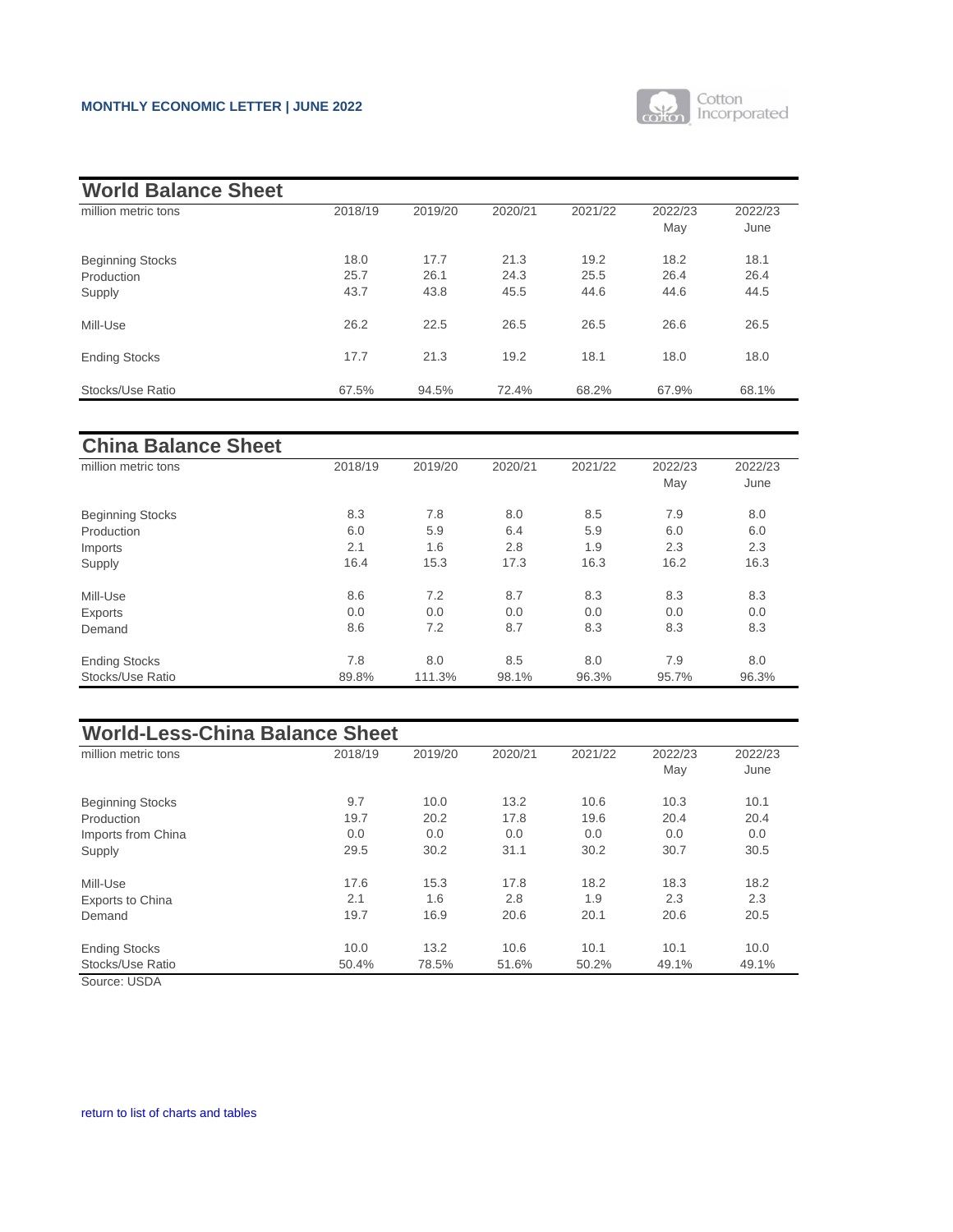## World Balance Sheet

| million metric tons | 2018/19 | 2019/20 | 2020/21 | 2021/22 | 2022/23 May | 2022/23 June |
|---|---|---|---|---|---|---|
| Beginning Stocks | 18.0 | 17.7 | 21.3 | 19.2 | 18.2 | 18.1 |
| Production | 25.7 | 26.1 | 24.3 | 25.5 | 26.4 | 26.4 |
| Supply | 43.7 | 43.8 | 45.5 | 44.6 | 44.6 | 44.5 |
| Mill-Use | 26.2 | 22.5 | 26.5 | 26.5 | 26.6 | 26.5 |
| Ending Stocks | 17.7 | 21.3 | 19.2 | 18.1 | 18.0 | 18.0 |
| Stocks/Use Ratio | 67.5% | 94.5% | 72.4% | 68.2% | 67.9% | 68.1% |

## China Balance Sheet

| million metric tons | 2018/19 | 2019/20 | 2020/21 | 2021/22 | 2022/23 May | 2022/23 June |
|---|---|---|---|---|---|---|
| Beginning Stocks | 8.3 | 7.8 | 8.0 | 8.5 | 7.9 | 8.0 |
| Production | 6.0 | 5.9 | 6.4 | 5.9 | 6.0 | 6.0 |
| Imports | 2.1 | 1.6 | 2.8 | 1.9 | 2.3 | 2.3 |
| Supply | 16.4 | 15.3 | 17.3 | 16.3 | 16.2 | 16.3 |
| Mill-Use | 8.6 | 7.2 | 8.7 | 8.3 | 8.3 | 8.3 |
| Exports | 0.0 | 0.0 | 0.0 | 0.0 | 0.0 | 0.0 |
| Demand | 8.6 | 7.2 | 8.7 | 8.3 | 8.3 | 8.3 |
| Ending Stocks | 7.8 | 8.0 | 8.5 | 8.0 | 7.9 | 8.0 |
| Stocks/Use Ratio | 89.8% | 111.3% | 98.1% | 96.3% | 95.7% | 96.3% |

## World-Less-China Balance Sheet

| million metric tons | 2018/19 | 2019/20 | 2020/21 | 2021/22 | 2022/23 May | 2022/23 June |
|---|---|---|---|---|---|---|
| Beginning Stocks | 9.7 | 10.0 | 13.2 | 10.6 | 10.3 | 10.1 |
| Production | 19.7 | 20.2 | 17.8 | 19.6 | 20.4 | 20.4 |
| Imports from China | 0.0 | 0.0 | 0.0 | 0.0 | 0.0 | 0.0 |
| Supply | 29.5 | 30.2 | 31.1 | 30.2 | 30.7 | 30.5 |
| Mill-Use | 17.6 | 15.3 | 17.8 | 18.2 | 18.3 | 18.2 |
| Exports to China | 2.1 | 1.6 | 2.8 | 1.9 | 2.3 | 2.3 |
| Demand | 19.7 | 16.9 | 20.6 | 20.1 | 20.6 | 20.5 |
| Ending Stocks | 10.0 | 13.2 | 10.6 | 10.1 | 10.1 | 10.0 |
| Stocks/Use Ratio | 50.4% | 78.5% | 51.6% | 50.2% | 49.1% | 49.1% |

Source: USDA

return to list of charts and tables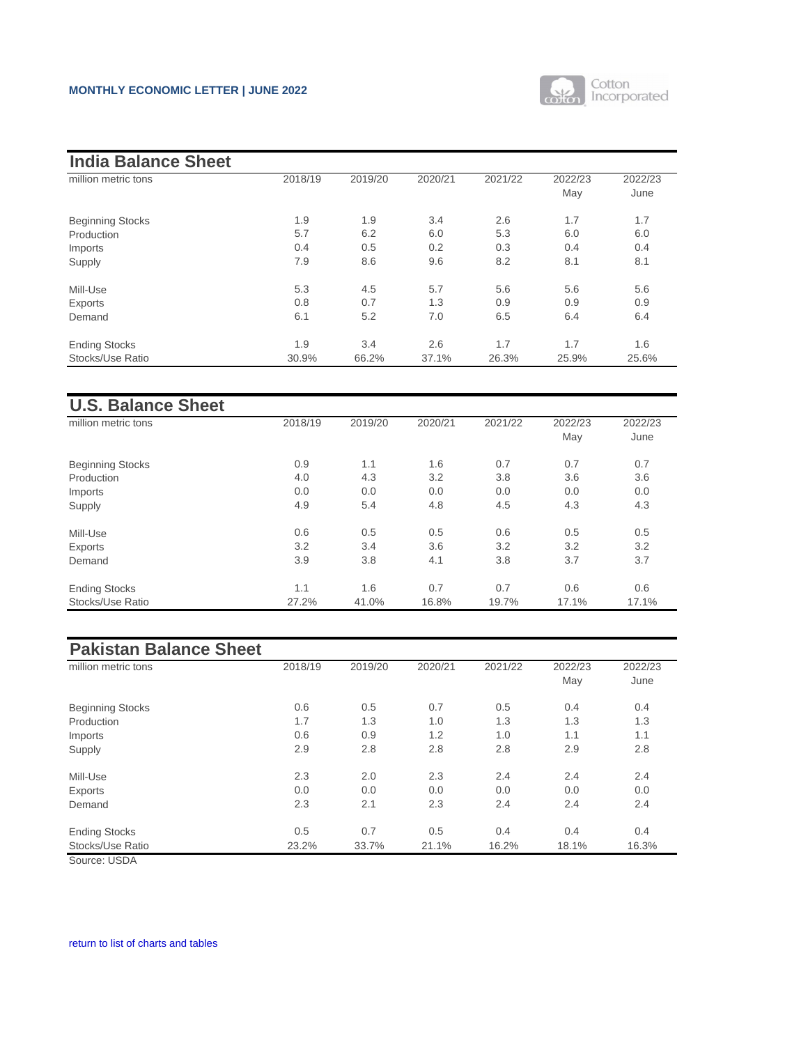## India Balance Sheet

| million metric tons | 2018/19 | 2019/20 | 2020/21 | 2021/22 | 2022/23 May | 2022/23 June |
|---|---|---|---|---|---|---|
| Beginning Stocks | 1.9 | 1.9 | 3.4 | 2.6 | 1.7 | 1.7 |
| Production | 5.7 | 6.2 | 6.0 | 5.3 | 6.0 | 6.0 |
| Imports | 0.4 | 0.5 | 0.2 | 0.3 | 0.4 | 0.4 |
| Supply | 7.9 | 8.6 | 9.6 | 8.2 | 8.1 | 8.1 |
| Mill-Use | 5.3 | 4.5 | 5.7 | 5.6 | 5.6 | 5.6 |
| Exports | 0.8 | 0.7 | 1.3 | 0.9 | 0.9 | 0.9 |
| Demand | 6.1 | 5.2 | 7.0 | 6.5 | 6.4 | 6.4 |
| Ending Stocks | 1.9 | 3.4 | 2.6 | 1.7 | 1.7 | 1.6 |
| Stocks/Use Ratio | 30.9% | 66.2% | 37.1% | 26.3% | 25.9% | 25.6% |

## U.S. Balance Sheet

| million metric tons | 2018/19 | 2019/20 | 2020/21 | 2021/22 | 2022/23 May | 2022/23 June |
|---|---|---|---|---|---|---|
| Beginning Stocks | 0.9 | 1.1 | 1.6 | 0.7 | 0.7 | 0.7 |
| Production | 4.0 | 4.3 | 3.2 | 3.8 | 3.6 | 3.6 |
| Imports | 0.0 | 0.0 | 0.0 | 0.0 | 0.0 | 0.0 |
| Supply | 4.9 | 5.4 | 4.8 | 4.5 | 4.3 | 4.3 |
| Mill-Use | 0.6 | 0.5 | 0.5 | 0.6 | 0.5 | 0.5 |
| Exports | 3.2 | 3.4 | 3.6 | 3.2 | 3.2 | 3.2 |
| Demand | 3.9 | 3.8 | 4.1 | 3.8 | 3.7 | 3.7 |
| Ending Stocks | 1.1 | 1.6 | 0.7 | 0.7 | 0.6 | 0.6 |
| Stocks/Use Ratio | 27.2% | 41.0% | 16.8% | 19.7% | 17.1% | 17.1% |

## Pakistan Balance Sheet

| million metric tons | 2018/19 | 2019/20 | 2020/21 | 2021/22 | 2022/23 May | 2022/23 June |
|---|---|---|---|---|---|---|
| Beginning Stocks | 0.6 | 0.5 | 0.7 | 0.5 | 0.4 | 0.4 |
| Production | 1.7 | 1.3 | 1.0 | 1.3 | 1.3 | 1.3 |
| Imports | 0.6 | 0.9 | 1.2 | 1.0 | 1.1 | 1.1 |
| Supply | 2.9 | 2.8 | 2.8 | 2.8 | 2.9 | 2.8 |
| Mill-Use | 2.3 | 2.0 | 2.3 | 2.4 | 2.4 | 2.4 |
| Exports | 0.0 | 0.0 | 0.0 | 0.0 | 0.0 | 0.0 |
| Demand | 2.3 | 2.1 | 2.3 | 2.4 | 2.4 | 2.4 |
| Ending Stocks | 0.5 | 0.7 | 0.5 | 0.4 | 0.4 | 0.4 |
| Stocks/Use Ratio | 23.2% | 33.7% | 21.1% | 16.2% | 18.1% | 16.3% |

Source: USDA

return to list of charts and tables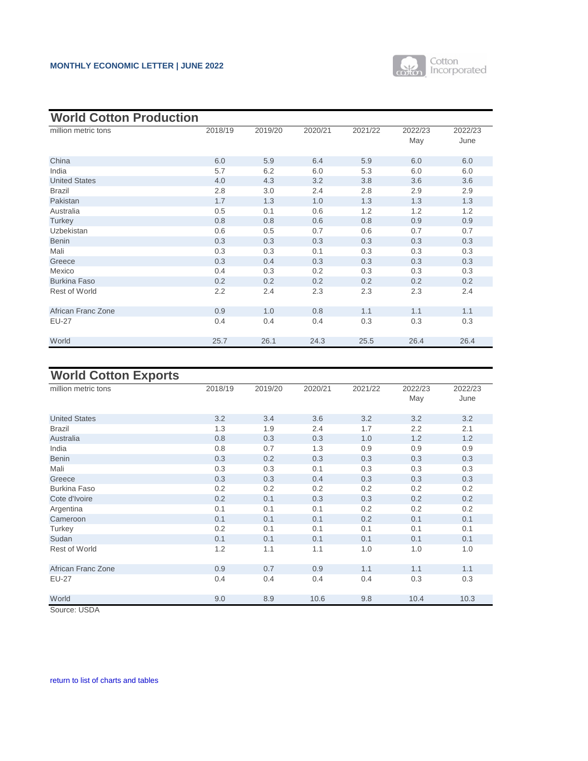## World Cotton Production

| million metric tons | 2018/19 | 2019/20 | 2020/21 | 2021/22 | 2022/23 May | 2022/23 June |
|---|---|---|---|---|---|---|
| China | 6.0 | 5.9 | 6.4 | 5.9 | 6.0 | 6.0 |
| India | 5.7 | 6.2 | 6.0 | 5.3 | 6.0 | 6.0 |
| United States | 4.0 | 4.3 | 3.2 | 3.8 | 3.6 | 3.6 |
| Brazil | 2.8 | 3.0 | 2.4 | 2.8 | 2.9 | 2.9 |
| Pakistan | 1.7 | 1.3 | 1.0 | 1.3 | 1.3 | 1.3 |
| Australia | 0.5 | 0.1 | 0.6 | 1.2 | 1.2 | 1.2 |
| Turkey | 0.8 | 0.8 | 0.6 | 0.8 | 0.9 | 0.9 |
| Uzbekistan | 0.6 | 0.5 | 0.7 | 0.6 | 0.7 | 0.7 |
| Benin | 0.3 | 0.3 | 0.3 | 0.3 | 0.3 | 0.3 |
| Mali | 0.3 | 0.3 | 0.1 | 0.3 | 0.3 | 0.3 |
| Greece | 0.3 | 0.4 | 0.3 | 0.3 | 0.3 | 0.3 |
| Mexico | 0.4 | 0.3 | 0.2 | 0.3 | 0.3 | 0.3 |
| Burkina Faso | 0.2 | 0.2 | 0.2 | 0.2 | 0.2 | 0.2 |
| Rest of World | 2.2 | 2.4 | 2.3 | 2.3 | 2.3 | 2.4 |
| African Franc Zone | 0.9 | 1.0 | 0.8 | 1.1 | 1.1 | 1.1 |
| EU-27 | 0.4 | 0.4 | 0.4 | 0.3 | 0.3 | 0.3 |
| World | 25.7 | 26.1 | 24.3 | 25.5 | 26.4 | 26.4 |

## World Cotton Exports

| million metric tons | 2018/19 | 2019/20 | 2020/21 | 2021/22 | 2022/23 May | 2022/23 June |
|---|---|---|---|---|---|---|
| United States | 3.2 | 3.4 | 3.6 | 3.2 | 3.2 | 3.2 |
| Brazil | 1.3 | 1.9 | 2.4 | 1.7 | 2.2 | 2.1 |
| Australia | 0.8 | 0.3 | 0.3 | 1.0 | 1.2 | 1.2 |
| India | 0.8 | 0.7 | 1.3 | 0.9 | 0.9 | 0.9 |
| Benin | 0.3 | 0.2 | 0.3 | 0.3 | 0.3 | 0.3 |
| Mali | 0.3 | 0.3 | 0.1 | 0.3 | 0.3 | 0.3 |
| Greece | 0.3 | 0.3 | 0.4 | 0.3 | 0.3 | 0.3 |
| Burkina Faso | 0.2 | 0.2 | 0.2 | 0.2 | 0.2 | 0.2 |
| Cote d'Ivoire | 0.2 | 0.1 | 0.3 | 0.3 | 0.2 | 0.2 |
| Argentina | 0.1 | 0.1 | 0.1 | 0.2 | 0.2 | 0.2 |
| Cameroon | 0.1 | 0.1 | 0.1 | 0.2 | 0.1 | 0.1 |
| Turkey | 0.2 | 0.1 | 0.1 | 0.1 | 0.1 | 0.1 |
| Sudan | 0.1 | 0.1 | 0.1 | 0.1 | 0.1 | 0.1 |
| Rest of World | 1.2 | 1.1 | 1.1 | 1.0 | 1.0 | 1.0 |
| African Franc Zone | 0.9 | 0.7 | 0.9 | 1.1 | 1.1 | 1.1 |
| EU-27 | 0.4 | 0.4 | 0.4 | 0.4 | 0.3 | 0.3 |
| World | 9.0 | 8.9 | 10.6 | 9.8 | 10.4 | 10.3 |

Source: USDA

return to list of charts and tables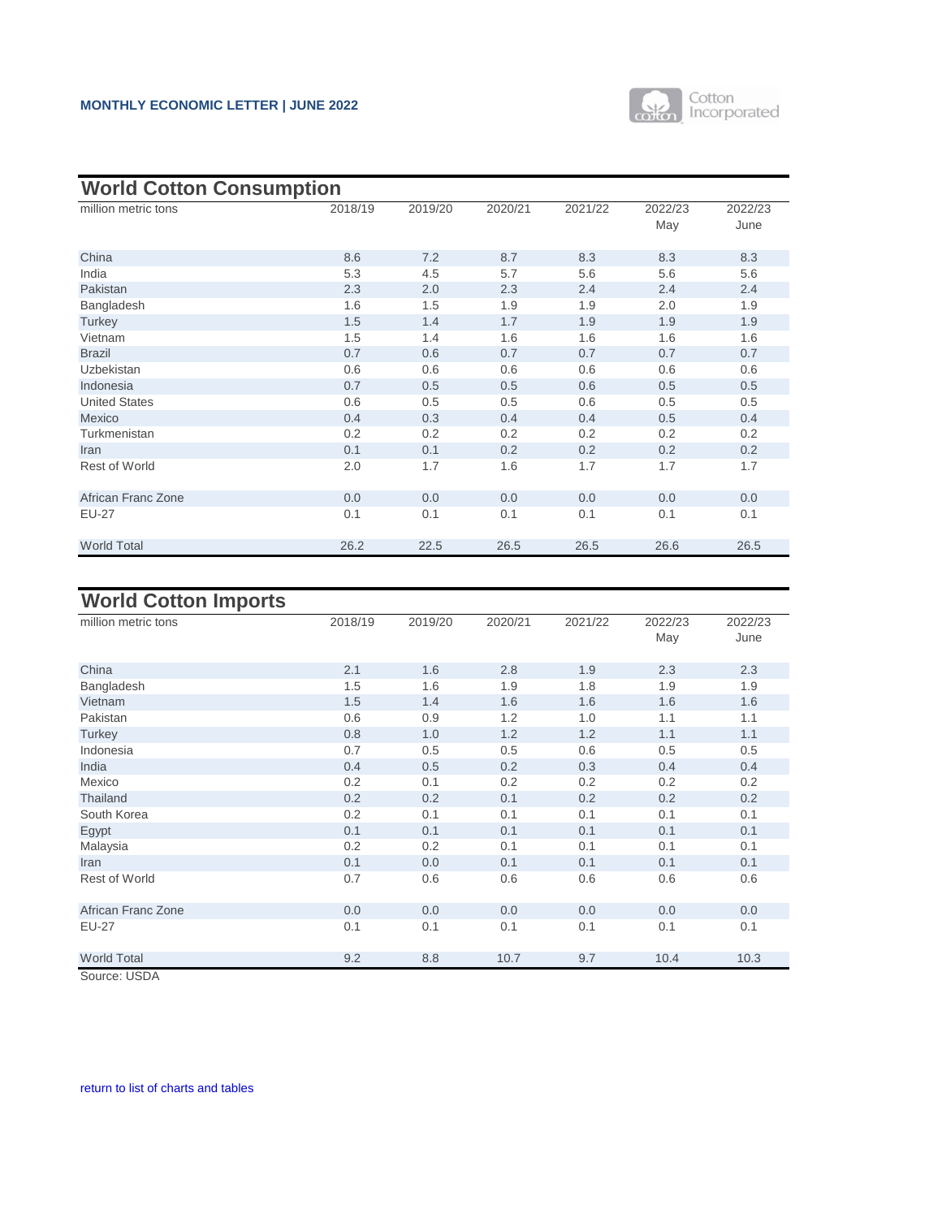## World Cotton Consumption

| million metric tons | 2018/19 | 2019/20 | 2020/21 | 2021/22 | 2022/23 May | 2022/23 June |
|---|---|---|---|---|---|---|
| China | 8.6 | 7.2 | 8.7 | 8.3 | 8.3 | 8.3 |
| India | 5.3 | 4.5 | 5.7 | 5.6 | 5.6 | 5.6 |
| Pakistan | 2.3 | 2.0 | 2.3 | 2.4 | 2.4 | 2.4 |
| Bangladesh | 1.6 | 1.5 | 1.9 | 1.9 | 2.0 | 1.9 |
| Turkey | 1.5 | 1.4 | 1.7 | 1.9 | 1.9 | 1.9 |
| Vietnam | 1.5 | 1.4 | 1.6 | 1.6 | 1.6 | 1.6 |
| Brazil | 0.7 | 0.6 | 0.7 | 0.7 | 0.7 | 0.7 |
| Uzbekistan | 0.6 | 0.6 | 0.6 | 0.6 | 0.6 | 0.6 |
| Indonesia | 0.7 | 0.5 | 0.5 | 0.6 | 0.5 | 0.5 |
| United States | 0.6 | 0.5 | 0.5 | 0.6 | 0.5 | 0.5 |
| Mexico | 0.4 | 0.3 | 0.4 | 0.4 | 0.5 | 0.4 |
| Turkmenistan | 0.2 | 0.2 | 0.2 | 0.2 | 0.2 | 0.2 |
| Iran | 0.1 | 0.1 | 0.2 | 0.2 | 0.2 | 0.2 |
| Rest of World | 2.0 | 1.7 | 1.6 | 1.7 | 1.7 | 1.7 |
| African Franc Zone | 0.0 | 0.0 | 0.0 | 0.0 | 0.0 | 0.0 |
| EU-27 | 0.1 | 0.1 | 0.1 | 0.1 | 0.1 | 0.1 |
| World Total | 26.2 | 22.5 | 26.5 | 26.5 | 26.6 | 26.5 |

## World Cotton Imports

| million metric tons | 2018/19 | 2019/20 | 2020/21 | 2021/22 | 2022/23 May | 2022/23 June |
|---|---|---|---|---|---|---|
| China | 2.1 | 1.6 | 2.8 | 1.9 | 2.3 | 2.3 |
| Bangladesh | 1.5 | 1.6 | 1.9 | 1.8 | 1.9 | 1.9 |
| Vietnam | 1.5 | 1.4 | 1.6 | 1.6 | 1.6 | 1.6 |
| Pakistan | 0.6 | 0.9 | 1.2 | 1.0 | 1.1 | 1.1 |
| Turkey | 0.8 | 1.0 | 1.2 | 1.2 | 1.1 | 1.1 |
| Indonesia | 0.7 | 0.5 | 0.5 | 0.6 | 0.5 | 0.5 |
| India | 0.4 | 0.5 | 0.2 | 0.3 | 0.4 | 0.4 |
| Mexico | 0.2 | 0.1 | 0.2 | 0.2 | 0.2 | 0.2 |
| Thailand | 0.2 | 0.2 | 0.1 | 0.2 | 0.2 | 0.2 |
| South Korea | 0.2 | 0.1 | 0.1 | 0.1 | 0.1 | 0.1 |
| Egypt | 0.1 | 0.1 | 0.1 | 0.1 | 0.1 | 0.1 |
| Malaysia | 0.2 | 0.2 | 0.1 | 0.1 | 0.1 | 0.1 |
| Iran | 0.1 | 0.0 | 0.1 | 0.1 | 0.1 | 0.1 |
| Rest of World | 0.7 | 0.6 | 0.6 | 0.6 | 0.6 | 0.6 |
| African Franc Zone | 0.0 | 0.0 | 0.0 | 0.0 | 0.0 | 0.0 |
| EU-27 | 0.1 | 0.1 | 0.1 | 0.1 | 0.1 | 0.1 |
| World Total | 9.2 | 8.8 | 10.7 | 9.7 | 10.4 | 10.3 |

Source: USDA

return to list of charts and tables